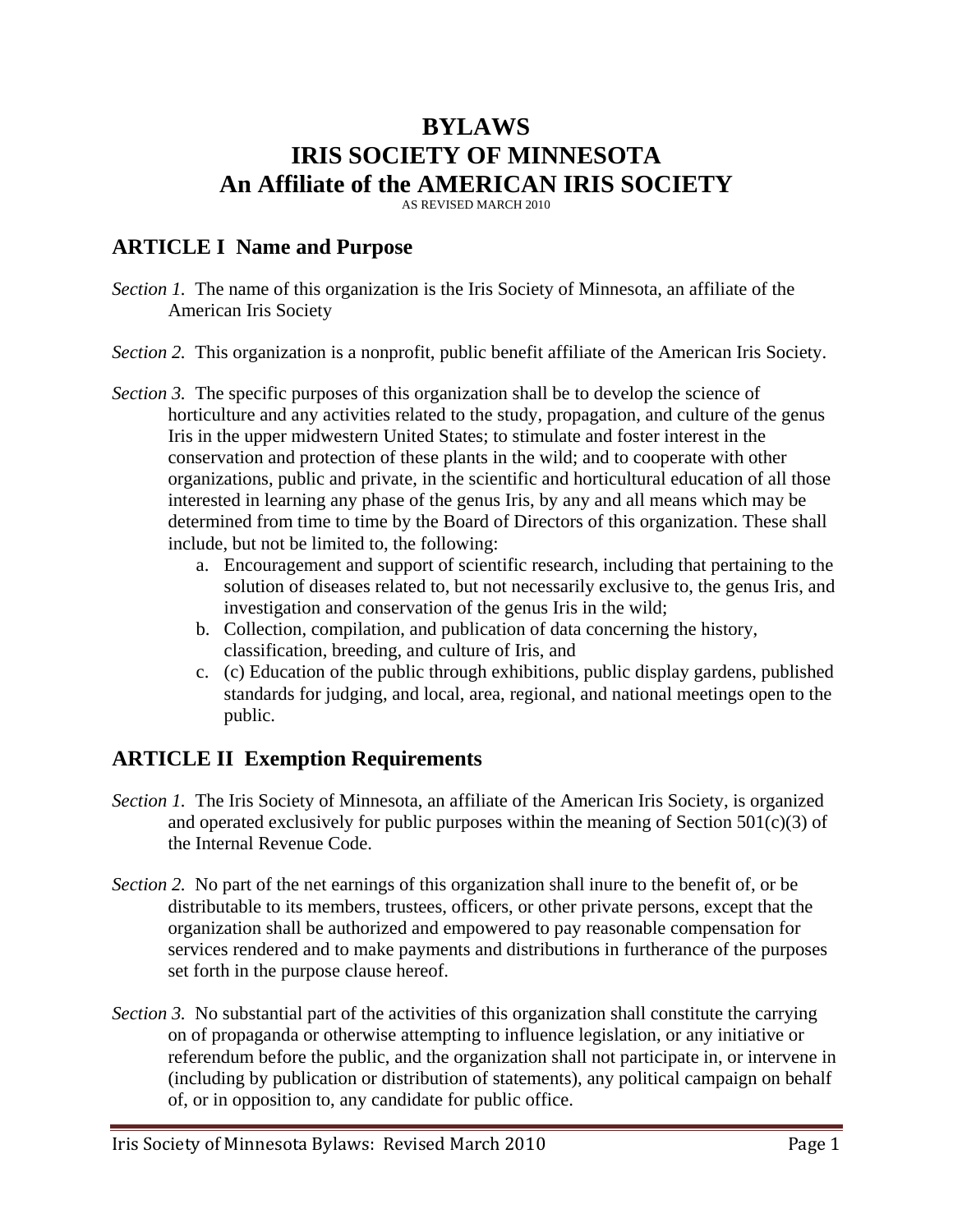# BYLAWS
# IRIS SOCIETY OF MINNESOTA
# An Affiliate of the AMERICAN IRIS SOCIETY

AS REVISED MARCH 2010

## ARTICLE I Name and Purpose

*Section 1.* The name of this organization is the Iris Society of Minnesota, an affiliate of the American Iris Society

*Section 2.* This organization is a nonprofit, public benefit affiliate of the American Iris Society.

*Section 3.* The specific purposes of this organization shall be to develop the science of horticulture and any activities related to the study, propagation, and culture of the genus Iris in the upper midwestern United States; to stimulate and foster interest in the conservation and protection of these plants in the wild; and to cooperate with other organizations, public and private, in the scientific and horticultural education of all those interested in learning any phase of the genus Iris, by any and all means which may be determined from time to time by the Board of Directors of this organization. These shall include, but not be limited to, the following:

a. Encouragement and support of scientific research, including that pertaining to the solution of diseases related to, but not necessarily exclusive to, the genus Iris, and investigation and conservation of the genus Iris in the wild;
b. Collection, compilation, and publication of data concerning the history, classification, breeding, and culture of Iris, and
c. (c) Education of the public through exhibitions, public display gardens, published standards for judging, and local, area, regional, and national meetings open to the public.

## ARTICLE II Exemption Requirements

*Section 1.* The Iris Society of Minnesota, an affiliate of the American Iris Society, is organized and operated exclusively for public purposes within the meaning of Section 501(c)(3) of the Internal Revenue Code.

*Section 2.* No part of the net earnings of this organization shall inure to the benefit of, or be distributable to its members, trustees, officers, or other private persons, except that the organization shall be authorized and empowered to pay reasonable compensation for services rendered and to make payments and distributions in furtherance of the purposes set forth in the purpose clause hereof.

*Section 3.* No substantial part of the activities of this organization shall constitute the carrying on of propaganda or otherwise attempting to influence legislation, or any initiative or referendum before the public, and the organization shall not participate in, or intervene in (including by publication or distribution of statements), any political campaign on behalf of, or in opposition to, any candidate for public office.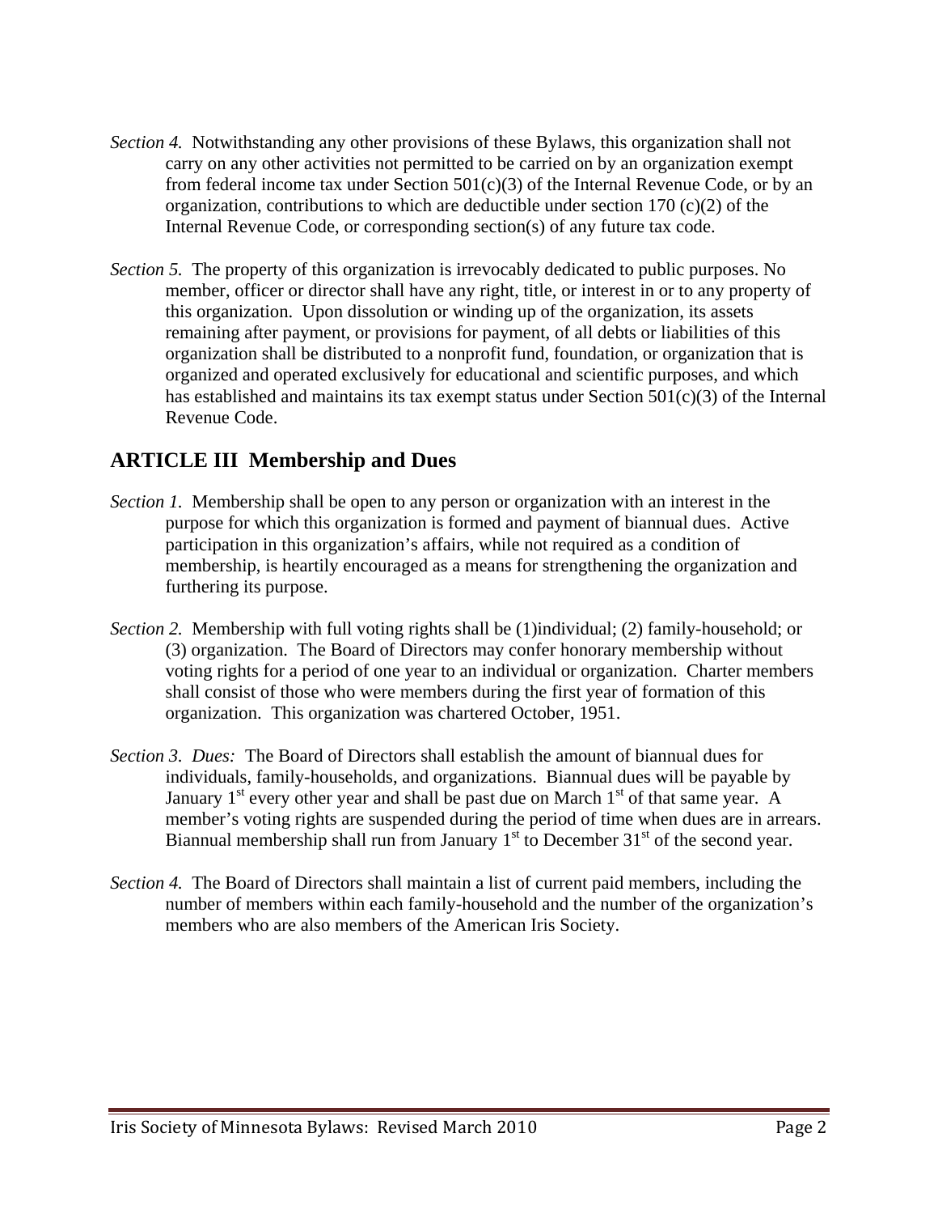*Section 4.* Notwithstanding any other provisions of these Bylaws, this organization shall not carry on any other activities not permitted to be carried on by an organization exempt from federal income tax under Section 501(c)(3) of the Internal Revenue Code, or by an organization, contributions to which are deductible under section 170 (c)(2) of the Internal Revenue Code, or corresponding section(s) of any future tax code.

*Section 5.* The property of this organization is irrevocably dedicated to public purposes. No member, officer or director shall have any right, title, or interest in or to any property of this organization. Upon dissolution or winding up of the organization, its assets remaining after payment, or provisions for payment, of all debts or liabilities of this organization shall be distributed to a nonprofit fund, foundation, or organization that is organized and operated exclusively for educational and scientific purposes, and which has established and maintains its tax exempt status under Section 501(c)(3) of the Internal Revenue Code.

## ARTICLE III Membership and Dues

*Section 1.* Membership shall be open to any person or organization with an interest in the purpose for which this organization is formed and payment of biannual dues. Active participation in this organization's affairs, while not required as a condition of membership, is heartily encouraged as a means for strengthening the organization and furthering its purpose.

*Section 2.* Membership with full voting rights shall be (1)individual; (2) family-household; or (3) organization. The Board of Directors may confer honorary membership without voting rights for a period of one year to an individual or organization. Charter members shall consist of those who were members during the first year of formation of this organization. This organization was chartered October, 1951.

*Section 3. Dues:* The Board of Directors shall establish the amount of biannual dues for individuals, family-households, and organizations. Biannual dues will be payable by January 1st every other year and shall be past due on March 1st of that same year. A member's voting rights are suspended during the period of time when dues are in arrears. Biannual membership shall run from January 1st to December 31st of the second year.

*Section 4.* The Board of Directors shall maintain a list of current paid members, including the number of members within each family-household and the number of the organization's members who are also members of the American Iris Society.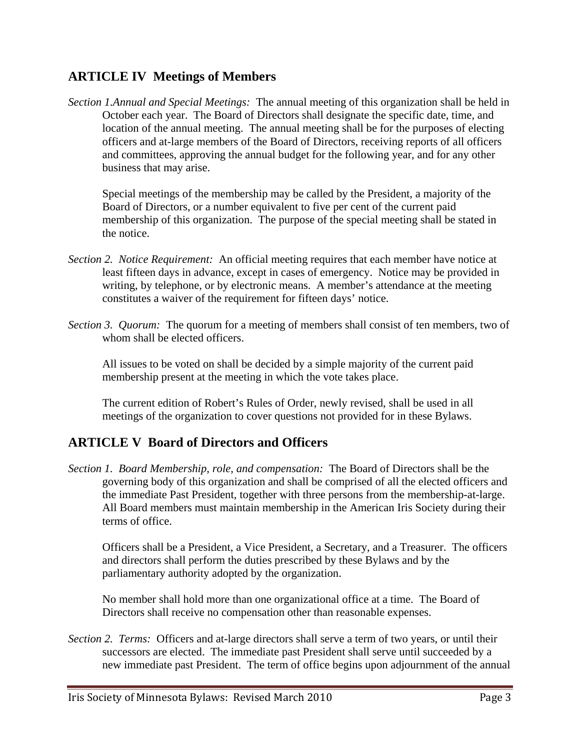## ARTICLE IV Meetings of Members

*Section 1.Annual and Special Meetings:* The annual meeting of this organization shall be held in October each year. The Board of Directors shall designate the specific date, time, and location of the annual meeting. The annual meeting shall be for the purposes of electing officers and at-large members of the Board of Directors, receiving reports of all officers and committees, approving the annual budget for the following year, and for any other business that may arise.

Special meetings of the membership may be called by the President, a majority of the Board of Directors, or a number equivalent to five per cent of the current paid membership of this organization. The purpose of the special meeting shall be stated in the notice.

*Section 2. Notice Requirement:* An official meeting requires that each member have notice at least fifteen days in advance, except in cases of emergency. Notice may be provided in writing, by telephone, or by electronic means. A member's attendance at the meeting constitutes a waiver of the requirement for fifteen days' notice.

*Section 3. Quorum:* The quorum for a meeting of members shall consist of ten members, two of whom shall be elected officers.

All issues to be voted on shall be decided by a simple majority of the current paid membership present at the meeting in which the vote takes place.

The current edition of Robert's Rules of Order, newly revised, shall be used in all meetings of the organization to cover questions not provided for in these Bylaws.

## ARTICLE V Board of Directors and Officers

*Section 1. Board Membership, role, and compensation:* The Board of Directors shall be the governing body of this organization and shall be comprised of all the elected officers and the immediate Past President, together with three persons from the membership-at-large. All Board members must maintain membership in the American Iris Society during their terms of office.

Officers shall be a President, a Vice President, a Secretary, and a Treasurer. The officers and directors shall perform the duties prescribed by these Bylaws and by the parliamentary authority adopted by the organization.

No member shall hold more than one organizational office at a time. The Board of Directors shall receive no compensation other than reasonable expenses.

*Section 2. Terms:* Officers and at-large directors shall serve a term of two years, or until their successors are elected. The immediate past President shall serve until succeeded by a new immediate past President. The term of office begins upon adjournment of the annual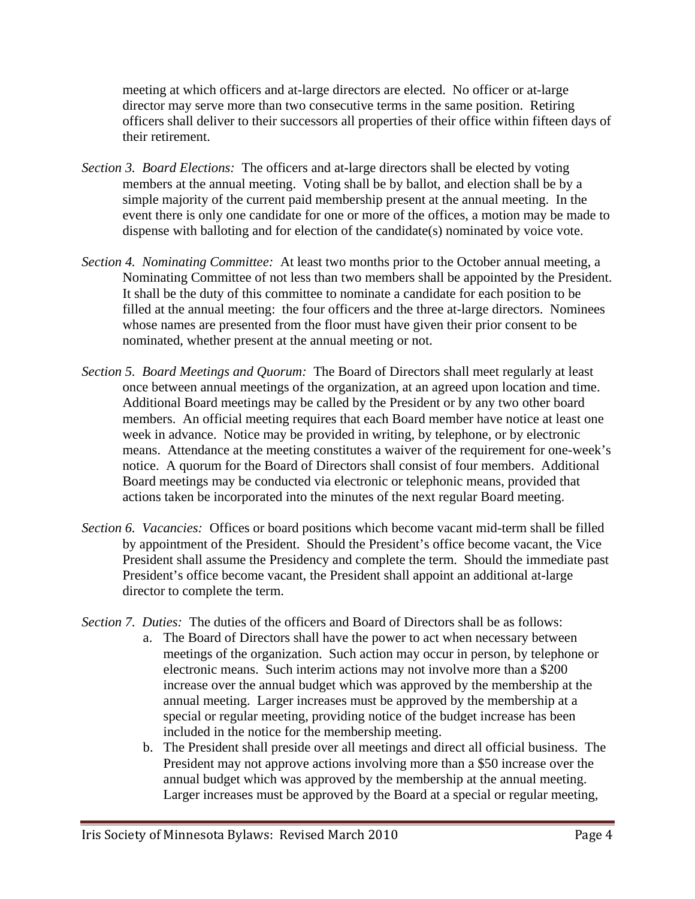meeting at which officers and at-large directors are elected. No officer or at-large director may serve more than two consecutive terms in the same position. Retiring officers shall deliver to their successors all properties of their office within fifteen days of their retirement.

*Section 3. Board Elections:* The officers and at-large directors shall be elected by voting members at the annual meeting. Voting shall be by ballot, and election shall be by a simple majority of the current paid membership present at the annual meeting. In the event there is only one candidate for one or more of the offices, a motion may be made to dispense with balloting and for election of the candidate(s) nominated by voice vote.

*Section 4. Nominating Committee:* At least two months prior to the October annual meeting, a Nominating Committee of not less than two members shall be appointed by the President. It shall be the duty of this committee to nominate a candidate for each position to be filled at the annual meeting: the four officers and the three at-large directors. Nominees whose names are presented from the floor must have given their prior consent to be nominated, whether present at the annual meeting or not.

*Section 5. Board Meetings and Quorum:* The Board of Directors shall meet regularly at least once between annual meetings of the organization, at an agreed upon location and time. Additional Board meetings may be called by the President or by any two other board members. An official meeting requires that each Board member have notice at least one week in advance. Notice may be provided in writing, by telephone, or by electronic means. Attendance at the meeting constitutes a waiver of the requirement for one-week's notice. A quorum for the Board of Directors shall consist of four members. Additional Board meetings may be conducted via electronic or telephonic means, provided that actions taken be incorporated into the minutes of the next regular Board meeting.

*Section 6. Vacancies:* Offices or board positions which become vacant mid-term shall be filled by appointment of the President. Should the President's office become vacant, the Vice President shall assume the Presidency and complete the term. Should the immediate past President's office become vacant, the President shall appoint an additional at-large director to complete the term.

*Section 7. Duties:* The duties of the officers and Board of Directors shall be as follows:

a. The Board of Directors shall have the power to act when necessary between meetings of the organization. Such action may occur in person, by telephone or electronic means. Such interim actions may not involve more than a $200 increase over the annual budget which was approved by the membership at the annual meeting. Larger increases must be approved by the membership at a special or regular meeting, providing notice of the budget increase has been included in the notice for the membership meeting.

b. The President shall preside over all meetings and direct all official business. The President may not approve actions involving more than a $50 increase over the annual budget which was approved by the membership at the annual meeting. Larger increases must be approved by the Board at a special or regular meeting,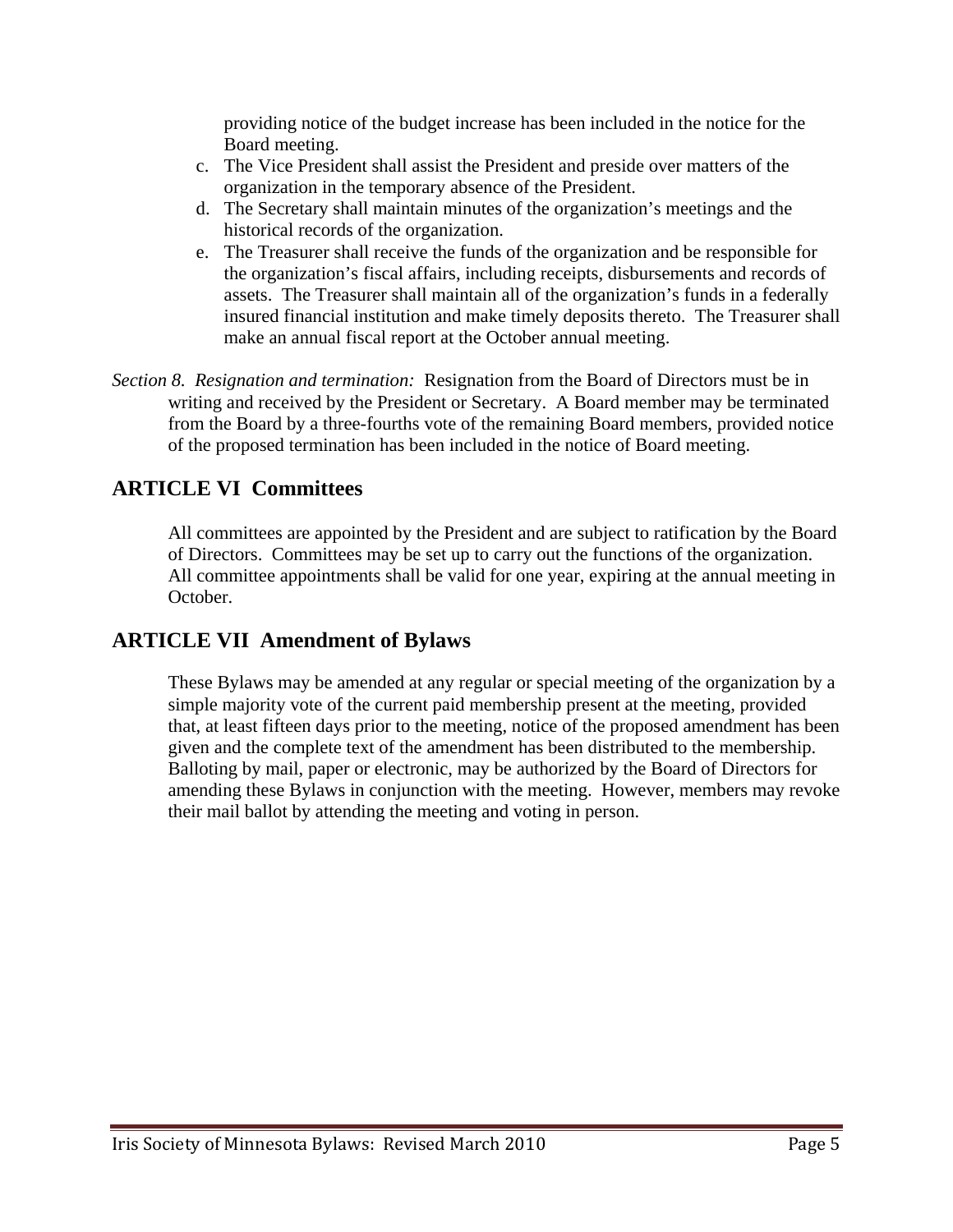providing notice of the budget increase has been included in the notice for the Board meeting.

c. The Vice President shall assist the President and preside over matters of the organization in the temporary absence of the President.
d. The Secretary shall maintain minutes of the organization's meetings and the historical records of the organization.
e. The Treasurer shall receive the funds of the organization and be responsible for the organization's fiscal affairs, including receipts, disbursements and records of assets. The Treasurer shall maintain all of the organization's funds in a federally insured financial institution and make timely deposits thereto. The Treasurer shall make an annual fiscal report at the October annual meeting.

*Section 8. Resignation and termination:* Resignation from the Board of Directors must be in writing and received by the President or Secretary. A Board member may be terminated from the Board by a three-fourths vote of the remaining Board members, provided notice of the proposed termination has been included in the notice of Board meeting.

## ARTICLE VI Committees

All committees are appointed by the President and are subject to ratification by the Board of Directors. Committees may be set up to carry out the functions of the organization. All committee appointments shall be valid for one year, expiring at the annual meeting in October.

## ARTICLE VII Amendment of Bylaws

These Bylaws may be amended at any regular or special meeting of the organization by a simple majority vote of the current paid membership present at the meeting, provided that, at least fifteen days prior to the meeting, notice of the proposed amendment has been given and the complete text of the amendment has been distributed to the membership. Balloting by mail, paper or electronic, may be authorized by the Board of Directors for amending these Bylaws in conjunction with the meeting. However, members may revoke their mail ballot by attending the meeting and voting in person.